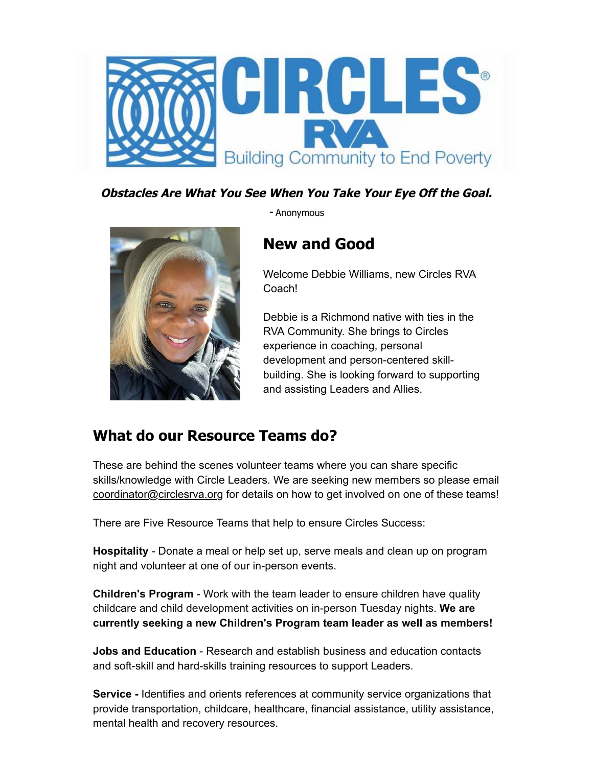***Obstacles Are What You See When You Take Your Eye Off the Goal.***

\- Anonymous

## New and Good

Welcome Debbie Williams, new Circles RVA Coach!

Debbie is a Richmond native with ties in the RVA Community. She brings to Circles experience in coaching, personal development and person-centered skill-building. She is looking forward to supporting and assisting Leaders and Allies.

## What do our Resource Teams do?

These are behind the scenes volunteer teams where you can share specific skills/knowledge with Circle Leaders. We are seeking new members so please email coordinator@circlesrva.org for details on how to get involved on one of these teams!

There are Five Resource Teams that help to ensure Circles Success:

**Hospitality** - Donate a meal or help set up, serve meals and clean up on program night and volunteer at one of our in-person events.

**Children's Program** - Work with the team leader to ensure children have quality childcare and child development activities on in-person Tuesday nights. **We are currently seeking a new Children's Program team leader as well as members!**

**Jobs and Education** - Research and establish business and education contacts and soft-skill and hard-skills training resources to support Leaders.

**Service -** Identifies and orients references at community service organizations that provide transportation, childcare, healthcare, financial assistance, utility assistance, mental health and recovery resources.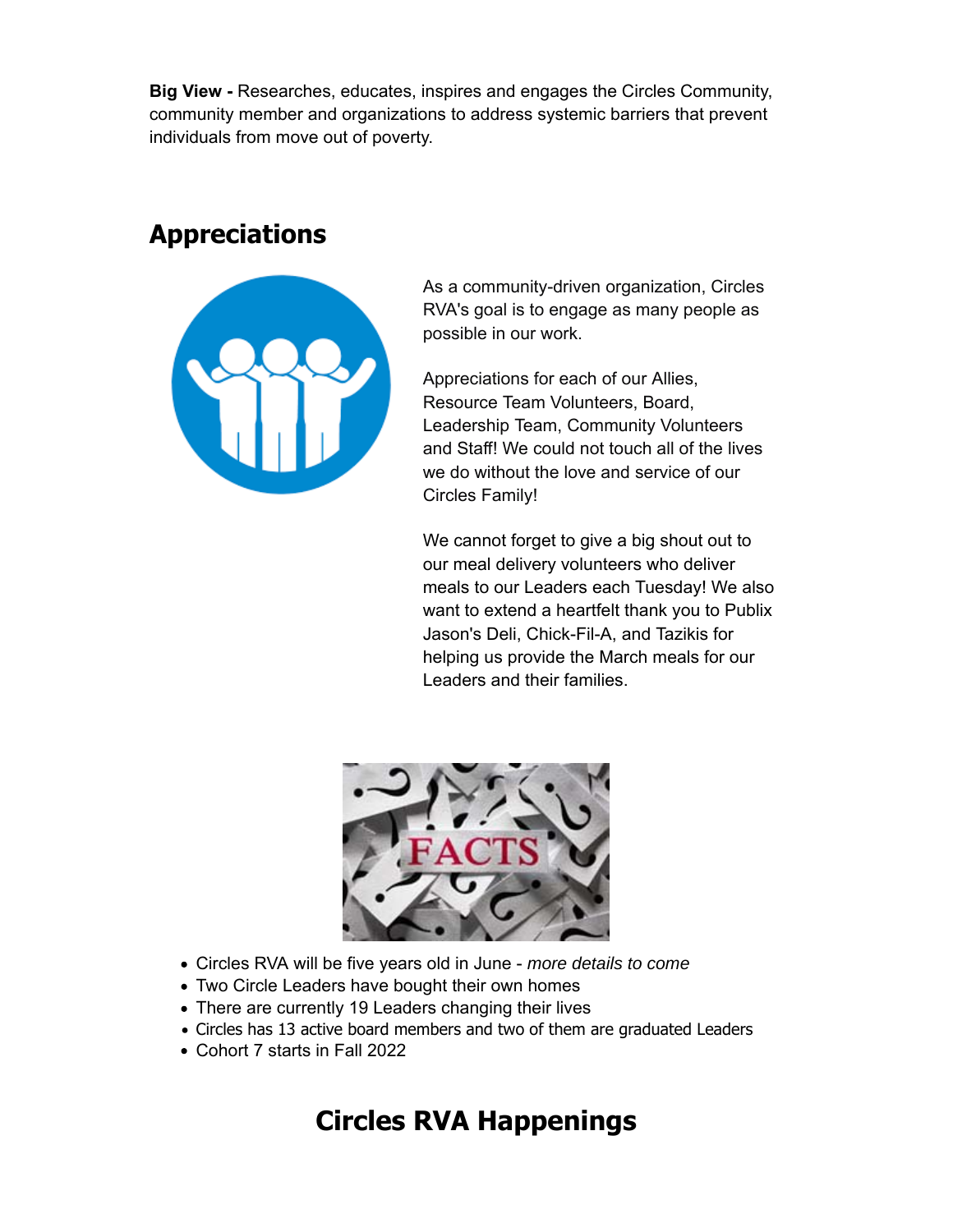**Big View -** Researches, educates, inspires and engages the Circles Community, community member and organizations to address systemic barriers that prevent individuals from move out of poverty.

## Appreciations

As a community-driven organization, Circles RVA's goal is to engage as many people as possible in our work.

Appreciations for each of our Allies, Resource Team Volunteers, Board, Leadership Team, Community Volunteers and Staff! We could not touch all of the lives we do without the love and service of our Circles Family!

We cannot forget to give a big shout out to our meal delivery volunteers who deliver meals to our Leaders each Tuesday! We also want to extend a heartfelt thank you to Publix Jason's Deli, Chick-Fil-A, and Tazikis for helping us provide the March meals for our Leaders and their families.

- Circles RVA will be five years old in June - *more details to come*
- Two Circle Leaders have bought their own homes
- There are currently 19 Leaders changing their lives
- Circles has 13 active board members and two of them are graduated Leaders
- Cohort 7 starts in Fall 2022

## Circles RVA Happenings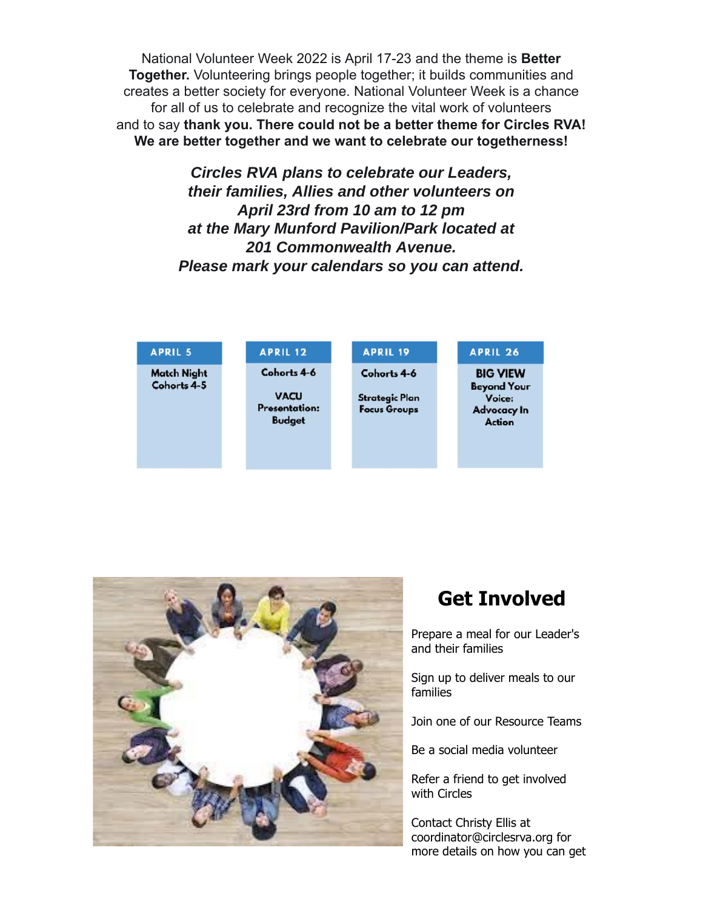National Volunteer Week 2022 is April 17-23 and the theme is **Better Together.** Volunteering brings people together; it builds communities and creates a better society for everyone. National Volunteer Week is a chance for all of us to celebrate and recognize the vital work of volunteers and to say **thank you. There could not be a better theme for Circles RVA! We are better together and we want to celebrate our togetherness!**

***Circles RVA plans to celebrate our Leaders, their families, Allies and other volunteers on April 23rd from 10 am to 12 pm at the Mary Munford Pavilion/Park located at 201 Commonwealth Avenue. Please mark your calendars so you can attend.***

| APRIL 5 | APRIL 12 | APRIL 19 | APRIL 26 |
|---|---|---|---|
| Match Night Cohorts 4-5 | Cohorts 4-6<br><br>VACU Presentation: Budget | Cohorts 4-6<br><br>Strategic Plan Focus Groups | BIG VIEW Beyond Your Voice: Advocacy In Action |

## Get Involved

Prepare a meal for our Leader's and their families

Sign up to deliver meals to our families

Join one of our Resource Teams

Be a social media volunteer

Refer a friend to get involved with Circles

Contact Christy Ellis at coordinator@circlesrva.org for more details on how you can get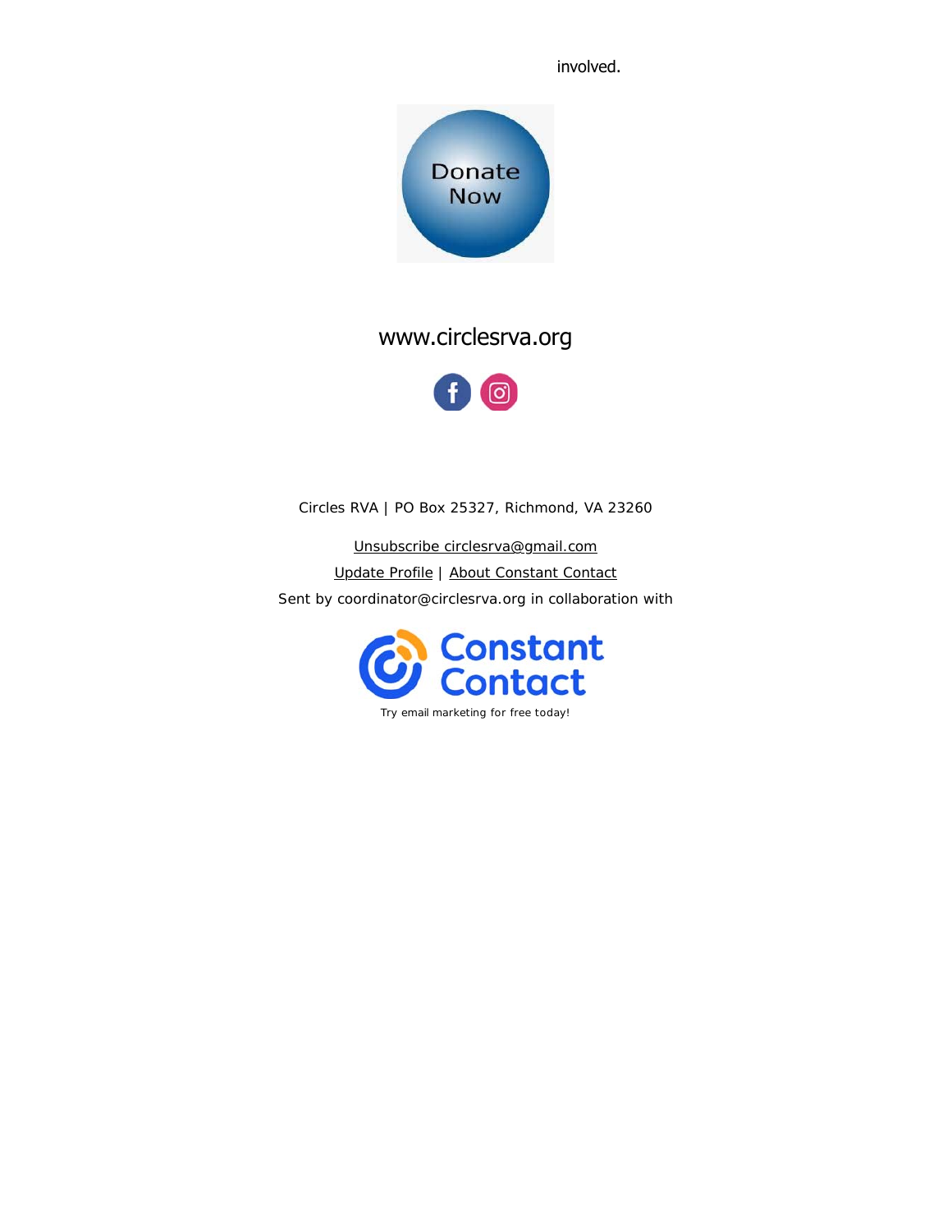involved.

Donate Now

www.circlesrva.org

Circles RVA | PO Box 25327, Richmond, VA 23260

Unsubscribe circlesrva@gmail.com

Update Profile | About Constant Contact

Sent by coordinator@circlesrva.org in collaboration with

Constant Contact

Try email marketing for free today!